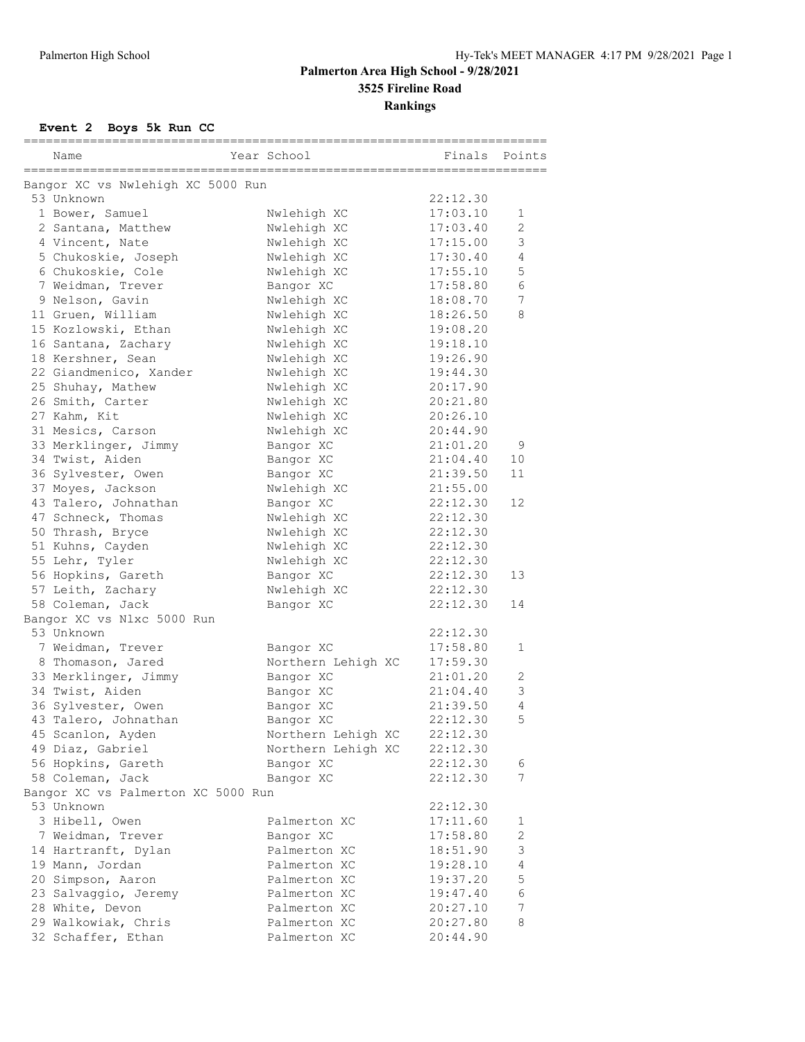# Palmerton Area High School - 9/28/2021

## 3525 Fireline Road

## Rankings

### Event 2 Boys 5k Run CC

| Name | Year School | Finals | Points |
|---|---|---|---|
| **Bangor XC vs Nwlehigh XC 5000 Run** | | | |
| 53 Unknown | | 22:12.30 | |
| 1 Bower, Samuel | Nwlehigh XC | 17:03.10 | 1 |
| 2 Santana, Matthew | Nwlehigh XC | 17:03.40 | 2 |
| 4 Vincent, Nate | Nwlehigh XC | 17:15.00 | 3 |
| 5 Chukoskie, Joseph | Nwlehigh XC | 17:30.40 | 4 |
| 6 Chukoskie, Cole | Nwlehigh XC | 17:55.10 | 5 |
| 7 Weidman, Trever | Bangor XC | 17:58.80 | 6 |
| 9 Nelson, Gavin | Nwlehigh XC | 18:08.70 | 7 |
| 11 Gruen, William | Nwlehigh XC | 18:26.50 | 8 |
| 15 Kozlowski, Ethan | Nwlehigh XC | 19:08.20 | |
| 16 Santana, Zachary | Nwlehigh XC | 19:18.10 | |
| 18 Kershner, Sean | Nwlehigh XC | 19:26.90 | |
| 22 Giandmenico, Xander | Nwlehigh XC | 19:44.30 | |
| 25 Shuhay, Mathew | Nwlehigh XC | 20:17.90 | |
| 26 Smith, Carter | Nwlehigh XC | 20:21.80 | |
| 27 Kahm, Kit | Nwlehigh XC | 20:26.10 | |
| 31 Mesics, Carson | Nwlehigh XC | 20:44.90 | |
| 33 Merklinger, Jimmy | Bangor XC | 21:01.20 | 9 |
| 34 Twist, Aiden | Bangor XC | 21:04.40 | 10 |
| 36 Sylvester, Owen | Bangor XC | 21:39.50 | 11 |
| 37 Moyes, Jackson | Nwlehigh XC | 21:55.00 | |
| 43 Talero, Johnathan | Bangor XC | 22:12.30 | 12 |
| 47 Schneck, Thomas | Nwlehigh XC | 22:12.30 | |
| 50 Thrash, Bryce | Nwlehigh XC | 22:12.30 | |
| 51 Kuhns, Cayden | Nwlehigh XC | 22:12.30 | |
| 55 Lehr, Tyler | Nwlehigh XC | 22:12.30 | |
| 56 Hopkins, Gareth | Bangor XC | 22:12.30 | 13 |
| 57 Leith, Zachary | Nwlehigh XC | 22:12.30 | |
| 58 Coleman, Jack | Bangor XC | 22:12.30 | 14 |
| **Bangor XC vs Nlxc 5000 Run** | | | |
| 53 Unknown | | 22:12.30 | |
| 7 Weidman, Trever | Bangor XC | 17:58.80 | 1 |
| 8 Thomason, Jared | Northern Lehigh XC | 17:59.30 | |
| 33 Merklinger, Jimmy | Bangor XC | 21:01.20 | 2 |
| 34 Twist, Aiden | Bangor XC | 21:04.40 | 3 |
| 36 Sylvester, Owen | Bangor XC | 21:39.50 | 4 |
| 43 Talero, Johnathan | Bangor XC | 22:12.30 | 5 |
| 45 Scanlon, Ayden | Northern Lehigh XC | 22:12.30 | |
| 49 Diaz, Gabriel | Northern Lehigh XC | 22:12.30 | |
| 56 Hopkins, Gareth | Bangor XC | 22:12.30 | 6 |
| 58 Coleman, Jack | Bangor XC | 22:12.30 | 7 |
| **Bangor XC vs Palmerton XC 5000 Run** | | | |
| 53 Unknown | | 22:12.30 | |
| 3 Hibell, Owen | Palmerton XC | 17:11.60 | 1 |
| 7 Weidman, Trever | Bangor XC | 17:58.80 | 2 |
| 14 Hartranft, Dylan | Palmerton XC | 18:51.90 | 3 |
| 19 Mann, Jordan | Palmerton XC | 19:28.10 | 4 |
| 20 Simpson, Aaron | Palmerton XC | 19:37.20 | 5 |
| 23 Salvaggio, Jeremy | Palmerton XC | 19:47.40 | 6 |
| 28 White, Devon | Palmerton XC | 20:27.10 | 7 |
| 29 Walkowiak, Chris | Palmerton XC | 20:27.80 | 8 |
| 32 Schaffer, Ethan | Palmerton XC | 20:44.90 | |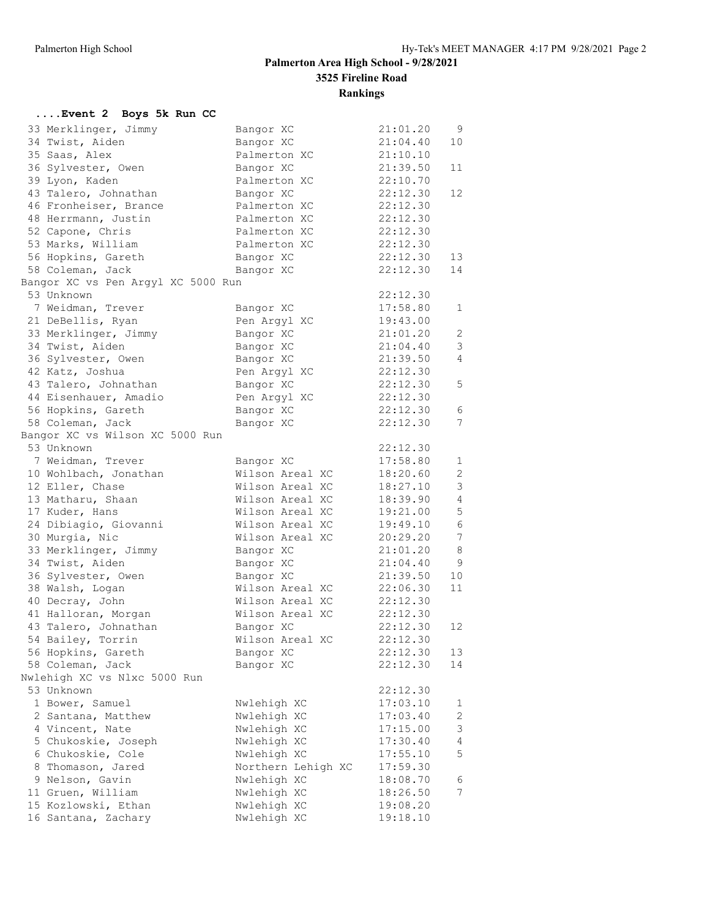# Palmerton Area High School - 9/28/2021

## 3525 Fireline Road

## Rankings

### ....Event 2 Boys 5k Run CC

| Place | Name | Team | Time | Score |
|---|---|---|---|---|
| 33 | Merklinger, Jimmy | Bangor XC | 21:01.20 | 9 |
| 34 | Twist, Aiden | Bangor XC | 21:04.40 | 10 |
| 35 | Saas, Alex | Palmerton XC | 21:10.10 | |
| 36 | Sylvester, Owen | Bangor XC | 21:39.50 | 11 |
| 39 | Lyon, Kaden | Palmerton XC | 22:10.70 | |
| 43 | Talero, Johnathan | Bangor XC | 22:12.30 | 12 |
| 46 | Fronheiser, Brance | Palmerton XC | 22:12.30 | |
| 48 | Herrmann, Justin | Palmerton XC | 22:12.30 | |
| 52 | Capone, Chris | Palmerton XC | 22:12.30 | |
| 53 | Marks, William | Palmerton XC | 22:12.30 | |
| 56 | Hopkins, Gareth | Bangor XC | 22:12.30 | 13 |
| 58 | Coleman, Jack | Bangor XC | 22:12.30 | 14 |

**Bangor XC vs Pen Argyl XC 5000 Run**

| Place | Name | Team | Time | Score |
|---|---|---|---|---|
| 53 | Unknown | | 22:12.30 | |
| 7 | Weidman, Trever | Bangor XC | 17:58.80 | 1 |
| 21 | DeBellis, Ryan | Pen Argyl XC | 19:43.00 | |
| 33 | Merklinger, Jimmy | Bangor XC | 21:01.20 | 2 |
| 34 | Twist, Aiden | Bangor XC | 21:04.40 | 3 |
| 36 | Sylvester, Owen | Bangor XC | 21:39.50 | 4 |
| 42 | Katz, Joshua | Pen Argyl XC | 22:12.30 | |
| 43 | Talero, Johnathan | Bangor XC | 22:12.30 | 5 |
| 44 | Eisenhauer, Amadio | Pen Argyl XC | 22:12.30 | |
| 56 | Hopkins, Gareth | Bangor XC | 22:12.30 | 6 |
| 58 | Coleman, Jack | Bangor XC | 22:12.30 | 7 |

**Bangor XC vs Wilson XC 5000 Run**

| Place | Name | Team | Time | Score |
|---|---|---|---|---|
| 53 | Unknown | | 22:12.30 | |
| 7 | Weidman, Trever | Bangor XC | 17:58.80 | 1 |
| 10 | Wohlbach, Jonathan | Wilson Areal XC | 18:20.60 | 2 |
| 12 | Eller, Chase | Wilson Areal XC | 18:27.10 | 3 |
| 13 | Matharu, Shaan | Wilson Areal XC | 18:39.90 | 4 |
| 17 | Kuder, Hans | Wilson Areal XC | 19:21.00 | 5 |
| 24 | Dibiagio, Giovanni | Wilson Areal XC | 19:49.10 | 6 |
| 30 | Murgia, Nic | Wilson Areal XC | 20:29.20 | 7 |
| 33 | Merklinger, Jimmy | Bangor XC | 21:01.20 | 8 |
| 34 | Twist, Aiden | Bangor XC | 21:04.40 | 9 |
| 36 | Sylvester, Owen | Bangor XC | 21:39.50 | 10 |
| 38 | Walsh, Logan | Wilson Areal XC | 22:06.30 | 11 |
| 40 | Decray, John | Wilson Areal XC | 22:12.30 | |
| 41 | Halloran, Morgan | Wilson Areal XC | 22:12.30 | |
| 43 | Talero, Johnathan | Bangor XC | 22:12.30 | 12 |
| 54 | Bailey, Torrin | Wilson Areal XC | 22:12.30 | |
| 56 | Hopkins, Gareth | Bangor XC | 22:12.30 | 13 |
| 58 | Coleman, Jack | Bangor XC | 22:12.30 | 14 |

**Nwlehigh XC vs Nlxc 5000 Run**

| Place | Name | Team | Time | Score |
|---|---|---|---|---|
| 53 | Unknown | | 22:12.30 | |
| 1 | Bower, Samuel | Nwlehigh XC | 17:03.10 | 1 |
| 2 | Santana, Matthew | Nwlehigh XC | 17:03.40 | 2 |
| 4 | Vincent, Nate | Nwlehigh XC | 17:15.00 | 3 |
| 5 | Chukoskie, Joseph | Nwlehigh XC | 17:30.40 | 4 |
| 6 | Chukoskie, Cole | Nwlehigh XC | 17:55.10 | 5 |
| 8 | Thomason, Jared | Northern Lehigh XC | 17:59.30 | |
| 9 | Nelson, Gavin | Nwlehigh XC | 18:08.70 | 6 |
| 11 | Gruen, William | Nwlehigh XC | 18:26.50 | 7 |
| 15 | Kozlowski, Ethan | Nwlehigh XC | 19:08.20 | |
| 16 | Santana, Zachary | Nwlehigh XC | 19:18.10 | |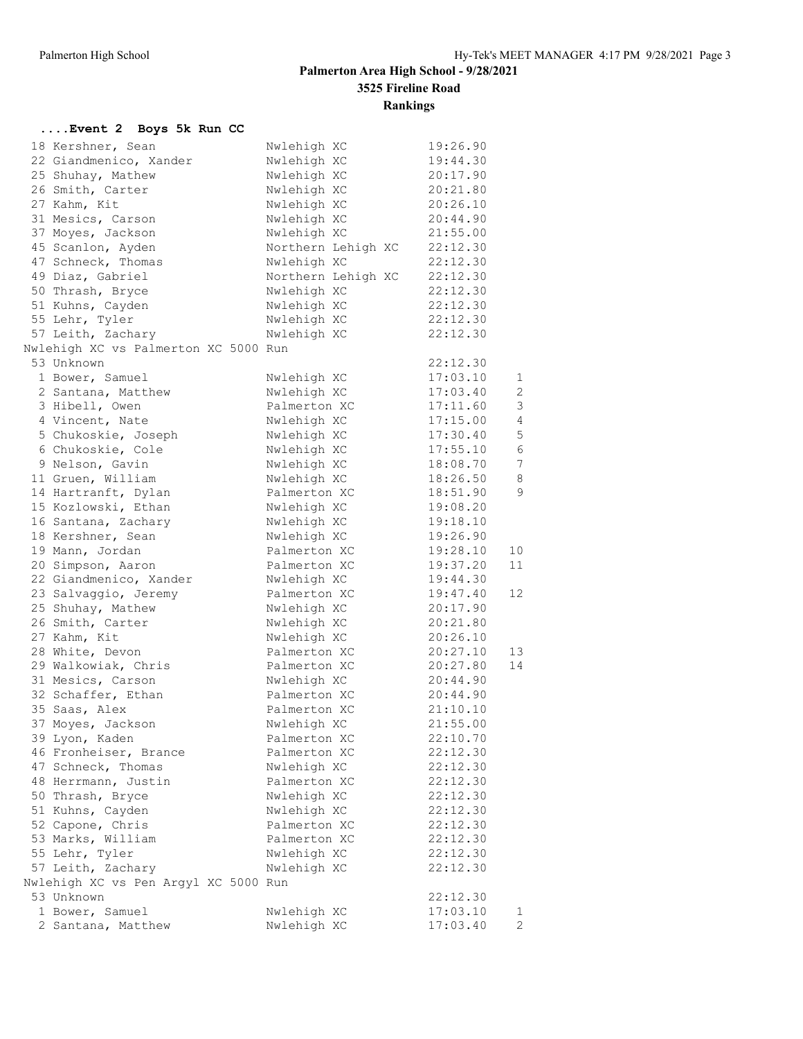## Palmerton Area High School - 9/28/2021

### 3525 Fireline Road

### Rankings

**....Event 2 Boys 5k Run CC**

| Place | Name | Team | Time | Score |
|---|---|---|---|---|
| 18 | Kershner, Sean | Nwlehigh XC | 19:26.90 | |
| 22 | Giandmenico, Xander | Nwlehigh XC | 19:44.30 | |
| 25 | Shuhay, Mathew | Nwlehigh XC | 20:17.90 | |
| 26 | Smith, Carter | Nwlehigh XC | 20:21.80 | |
| 27 | Kahm, Kit | Nwlehigh XC | 20:26.10 | |
| 31 | Mesics, Carson | Nwlehigh XC | 20:44.90 | |
| 37 | Moyes, Jackson | Nwlehigh XC | 21:55.00 | |
| 45 | Scanlon, Ayden | Northern Lehigh XC | 22:12.30 | |
| 47 | Schneck, Thomas | Nwlehigh XC | 22:12.30 | |
| 49 | Diaz, Gabriel | Northern Lehigh XC | 22:12.30 | |
| 50 | Thrash, Bryce | Nwlehigh XC | 22:12.30 | |
| 51 | Kuhns, Cayden | Nwlehigh XC | 22:12.30 | |
| 55 | Lehr, Tyler | Nwlehigh XC | 22:12.30 | |
| 57 | Leith, Zachary | Nwlehigh XC | 22:12.30 | |

**Nwlehigh XC vs Palmerton XC 5000 Run**

| Place | Name | Team | Time | Score |
|---|---|---|---|---|
| 53 | Unknown | | 22:12.30 | |
| 1 | Bower, Samuel | Nwlehigh XC | 17:03.10 | 1 |
| 2 | Santana, Matthew | Nwlehigh XC | 17:03.40 | 2 |
| 3 | Hibell, Owen | Palmerton XC | 17:11.60 | 3 |
| 4 | Vincent, Nate | Nwlehigh XC | 17:15.00 | 4 |
| 5 | Chukoskie, Joseph | Nwlehigh XC | 17:30.40 | 5 |
| 6 | Chukoskie, Cole | Nwlehigh XC | 17:55.10 | 6 |
| 9 | Nelson, Gavin | Nwlehigh XC | 18:08.70 | 7 |
| 11 | Gruen, William | Nwlehigh XC | 18:26.50 | 8 |
| 14 | Hartranft, Dylan | Palmerton XC | 18:51.90 | 9 |
| 15 | Kozlowski, Ethan | Nwlehigh XC | 19:08.20 | |
| 16 | Santana, Zachary | Nwlehigh XC | 19:18.10 | |
| 18 | Kershner, Sean | Nwlehigh XC | 19:26.90 | |
| 19 | Mann, Jordan | Palmerton XC | 19:28.10 | 10 |
| 20 | Simpson, Aaron | Palmerton XC | 19:37.20 | 11 |
| 22 | Giandmenico, Xander | Nwlehigh XC | 19:44.30 | |
| 23 | Salvaggio, Jeremy | Palmerton XC | 19:47.40 | 12 |
| 25 | Shuhay, Mathew | Nwlehigh XC | 20:17.90 | |
| 26 | Smith, Carter | Nwlehigh XC | 20:21.80 | |
| 27 | Kahm, Kit | Nwlehigh XC | 20:26.10 | |
| 28 | White, Devon | Palmerton XC | 20:27.10 | 13 |
| 29 | Walkowiak, Chris | Palmerton XC | 20:27.80 | 14 |
| 31 | Mesics, Carson | Nwlehigh XC | 20:44.90 | |
| 32 | Schaffer, Ethan | Palmerton XC | 20:44.90 | |
| 35 | Saas, Alex | Palmerton XC | 21:10.10 | |
| 37 | Moyes, Jackson | Nwlehigh XC | 21:55.00 | |
| 39 | Lyon, Kaden | Palmerton XC | 22:10.70 | |
| 46 | Fronheiser, Brance | Palmerton XC | 22:12.30 | |
| 47 | Schneck, Thomas | Nwlehigh XC | 22:12.30 | |
| 48 | Herrmann, Justin | Palmerton XC | 22:12.30 | |
| 50 | Thrash, Bryce | Nwlehigh XC | 22:12.30 | |
| 51 | Kuhns, Cayden | Nwlehigh XC | 22:12.30 | |
| 52 | Capone, Chris | Palmerton XC | 22:12.30 | |
| 53 | Marks, William | Palmerton XC | 22:12.30 | |
| 55 | Lehr, Tyler | Nwlehigh XC | 22:12.30 | |
| 57 | Leith, Zachary | Nwlehigh XC | 22:12.30 | |

**Nwlehigh XC vs Pen Argyl XC 5000 Run**

| Place | Name | Team | Time | Score |
|---|---|---|---|---|
| 53 | Unknown | | 22:12.30 | |
| 1 | Bower, Samuel | Nwlehigh XC | 17:03.10 | 1 |
| 2 | Santana, Matthew | Nwlehigh XC | 17:03.40 | 2 |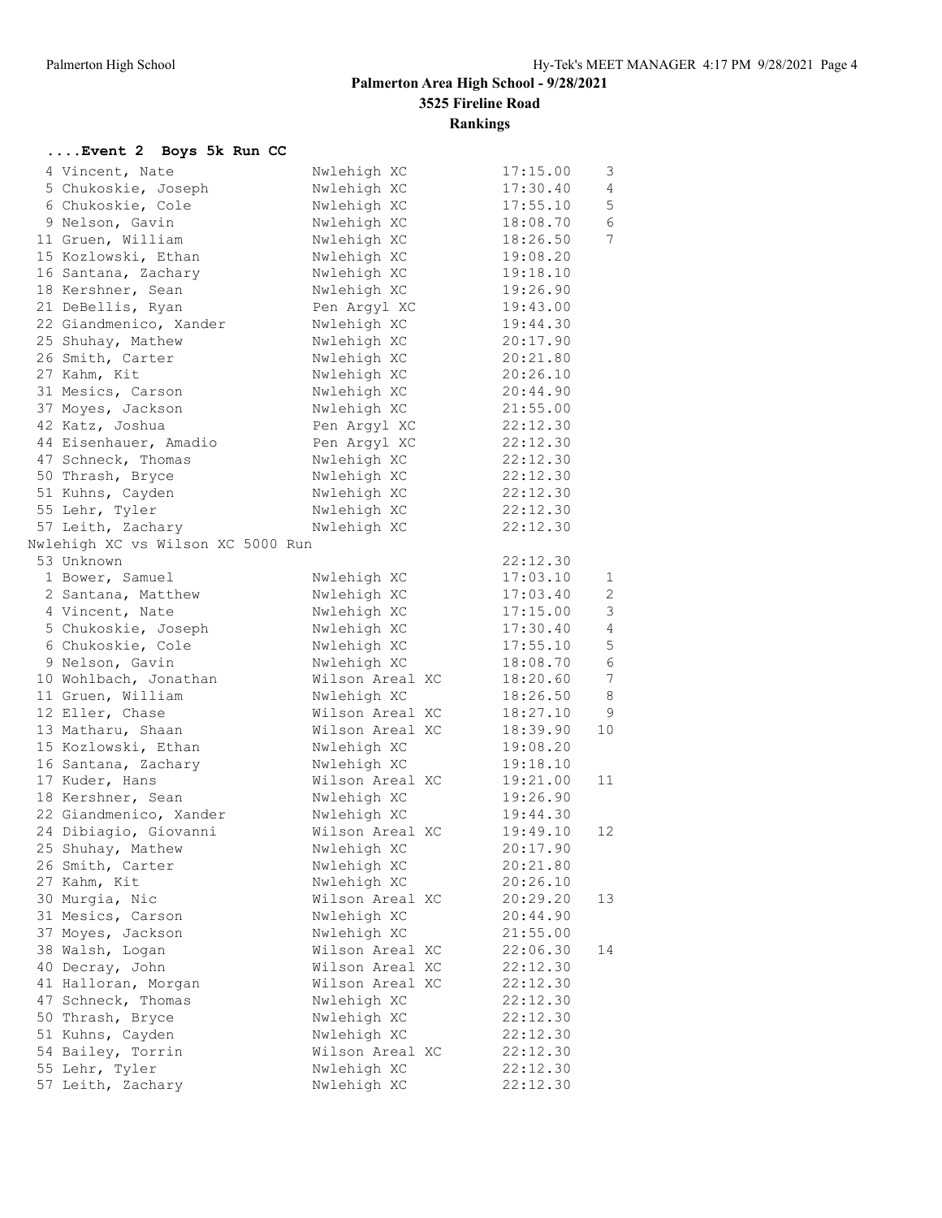## Palmerton Area High School - 9/28/2021

### 3525 Fireline Road

### Rankings

**....Event 2 Boys 5k Run CC**

| Place | Name | Team | Time | Score |
|---|---|---|---|---|
| 4 | Vincent, Nate | Nwlehigh XC | 17:15.00 | 3 |
| 5 | Chukoskie, Joseph | Nwlehigh XC | 17:30.40 | 4 |
| 6 | Chukoskie, Cole | Nwlehigh XC | 17:55.10 | 5 |
| 9 | Nelson, Gavin | Nwlehigh XC | 18:08.70 | 6 |
| 11 | Gruen, William | Nwlehigh XC | 18:26.50 | 7 |
| 15 | Kozlowski, Ethan | Nwlehigh XC | 19:08.20 | |
| 16 | Santana, Zachary | Nwlehigh XC | 19:18.10 | |
| 18 | Kershner, Sean | Nwlehigh XC | 19:26.90 | |
| 21 | DeBellis, Ryan | Pen Argyl XC | 19:43.00 | |
| 22 | Giandmenico, Xander | Nwlehigh XC | 19:44.30 | |
| 25 | Shuhay, Mathew | Nwlehigh XC | 20:17.90 | |
| 26 | Smith, Carter | Nwlehigh XC | 20:21.80 | |
| 27 | Kahm, Kit | Nwlehigh XC | 20:26.10 | |
| 31 | Mesics, Carson | Nwlehigh XC | 20:44.90 | |
| 37 | Moyes, Jackson | Nwlehigh XC | 21:55.00 | |
| 42 | Katz, Joshua | Pen Argyl XC | 22:12.30 | |
| 44 | Eisenhauer, Amadio | Pen Argyl XC | 22:12.30 | |
| 47 | Schneck, Thomas | Nwlehigh XC | 22:12.30 | |
| 50 | Thrash, Bryce | Nwlehigh XC | 22:12.30 | |
| 51 | Kuhns, Cayden | Nwlehigh XC | 22:12.30 | |
| 55 | Lehr, Tyler | Nwlehigh XC | 22:12.30 | |
| 57 | Leith, Zachary | Nwlehigh XC | 22:12.30 | |

**Nwlehigh XC vs Wilson XC 5000 Run**

| Place | Name | Team | Time | Score |
|---|---|---|---|---|
| 53 | Unknown | | 22:12.30 | |
| 1 | Bower, Samuel | Nwlehigh XC | 17:03.10 | 1 |
| 2 | Santana, Matthew | Nwlehigh XC | 17:03.40 | 2 |
| 4 | Vincent, Nate | Nwlehigh XC | 17:15.00 | 3 |
| 5 | Chukoskie, Joseph | Nwlehigh XC | 17:30.40 | 4 |
| 6 | Chukoskie, Cole | Nwlehigh XC | 17:55.10 | 5 |
| 9 | Nelson, Gavin | Nwlehigh XC | 18:08.70 | 6 |
| 10 | Wohlbach, Jonathan | Wilson Areal XC | 18:20.60 | 7 |
| 11 | Gruen, William | Nwlehigh XC | 18:26.50 | 8 |
| 12 | Eller, Chase | Wilson Areal XC | 18:27.10 | 9 |
| 13 | Matharu, Shaan | Wilson Areal XC | 18:39.90 | 10 |
| 15 | Kozlowski, Ethan | Nwlehigh XC | 19:08.20 | |
| 16 | Santana, Zachary | Nwlehigh XC | 19:18.10 | |
| 17 | Kuder, Hans | Wilson Areal XC | 19:21.00 | 11 |
| 18 | Kershner, Sean | Nwlehigh XC | 19:26.90 | |
| 22 | Giandmenico, Xander | Nwlehigh XC | 19:44.30 | |
| 24 | Dibiagio, Giovanni | Wilson Areal XC | 19:49.10 | 12 |
| 25 | Shuhay, Mathew | Nwlehigh XC | 20:17.90 | |
| 26 | Smith, Carter | Nwlehigh XC | 20:21.80 | |
| 27 | Kahm, Kit | Nwlehigh XC | 20:26.10 | |
| 30 | Murgia, Nic | Wilson Areal XC | 20:29.20 | 13 |
| 31 | Mesics, Carson | Nwlehigh XC | 20:44.90 | |
| 37 | Moyes, Jackson | Nwlehigh XC | 21:55.00 | |
| 38 | Walsh, Logan | Wilson Areal XC | 22:06.30 | 14 |
| 40 | Decray, John | Wilson Areal XC | 22:12.30 | |
| 41 | Halloran, Morgan | Wilson Areal XC | 22:12.30 | |
| 47 | Schneck, Thomas | Nwlehigh XC | 22:12.30 | |
| 50 | Thrash, Bryce | Nwlehigh XC | 22:12.30 | |
| 51 | Kuhns, Cayden | Nwlehigh XC | 22:12.30 | |
| 54 | Bailey, Torrin | Wilson Areal XC | 22:12.30 | |
| 55 | Lehr, Tyler | Nwlehigh XC | 22:12.30 | |
| 57 | Leith, Zachary | Nwlehigh XC | 22:12.30 | |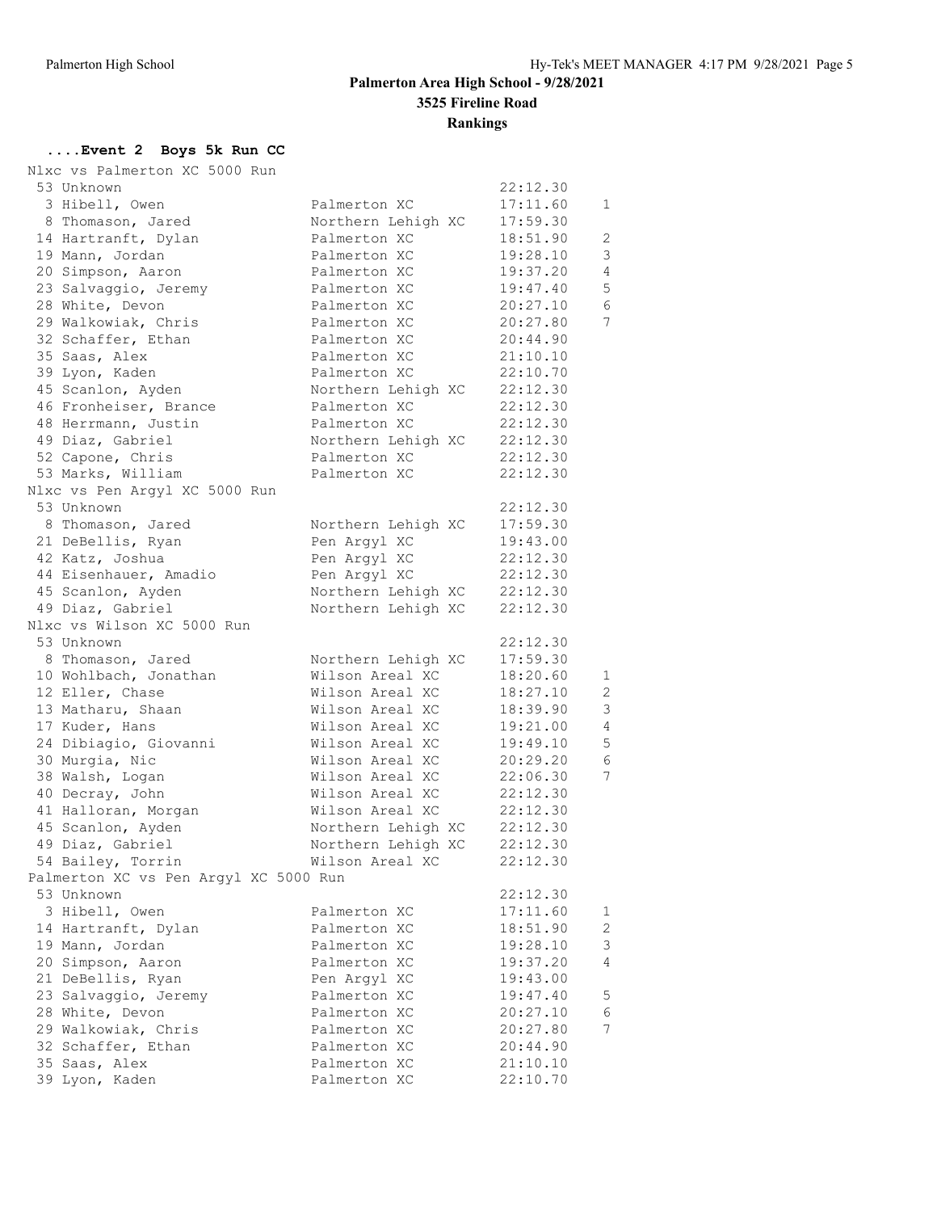**Palmerton Area High School - 9/28/2021**

**3525 Fireline Road**

**Rankings**

### ....Event 2 Boys 5k Run CC

**Nlxc vs Palmerton XC 5000 Run**

| Place | Name | Team | Time | Score |
|---|---|---|---|---|
| 53 | Unknown | | 22:12.30 | |
| 3 | Hibell, Owen | Palmerton XC | 17:11.60 | 1 |
| 8 | Thomason, Jared | Northern Lehigh XC | 17:59.30 | |
| 14 | Hartranft, Dylan | Palmerton XC | 18:51.90 | 2 |
| 19 | Mann, Jordan | Palmerton XC | 19:28.10 | 3 |
| 20 | Simpson, Aaron | Palmerton XC | 19:37.20 | 4 |
| 23 | Salvaggio, Jeremy | Palmerton XC | 19:47.40 | 5 |
| 28 | White, Devon | Palmerton XC | 20:27.10 | 6 |
| 29 | Walkowiak, Chris | Palmerton XC | 20:27.80 | 7 |
| 32 | Schaffer, Ethan | Palmerton XC | 20:44.90 | |
| 35 | Saas, Alex | Palmerton XC | 21:10.10 | |
| 39 | Lyon, Kaden | Palmerton XC | 22:10.70 | |
| 45 | Scanlon, Ayden | Northern Lehigh XC | 22:12.30 | |
| 46 | Fronheiser, Brance | Palmerton XC | 22:12.30 | |
| 48 | Herrmann, Justin | Palmerton XC | 22:12.30 | |
| 49 | Diaz, Gabriel | Northern Lehigh XC | 22:12.30 | |
| 52 | Capone, Chris | Palmerton XC | 22:12.30 | |
| 53 | Marks, William | Palmerton XC | 22:12.30 | |

**Nlxc vs Pen Argyl XC 5000 Run**

| Place | Name | Team | Time | Score |
|---|---|---|---|---|
| 53 | Unknown | | 22:12.30 | |
| 8 | Thomason, Jared | Northern Lehigh XC | 17:59.30 | |
| 21 | DeBellis, Ryan | Pen Argyl XC | 19:43.00 | |
| 42 | Katz, Joshua | Pen Argyl XC | 22:12.30 | |
| 44 | Eisenhauer, Amadio | Pen Argyl XC | 22:12.30 | |
| 45 | Scanlon, Ayden | Northern Lehigh XC | 22:12.30 | |
| 49 | Diaz, Gabriel | Northern Lehigh XC | 22:12.30 | |

**Nlxc vs Wilson XC 5000 Run**

| Place | Name | Team | Time | Score |
|---|---|---|---|---|
| 53 | Unknown | | 22:12.30 | |
| 8 | Thomason, Jared | Northern Lehigh XC | 17:59.30 | |
| 10 | Wohlbach, Jonathan | Wilson Areal XC | 18:20.60 | 1 |
| 12 | Eller, Chase | Wilson Areal XC | 18:27.10 | 2 |
| 13 | Matharu, Shaan | Wilson Areal XC | 18:39.90 | 3 |
| 17 | Kuder, Hans | Wilson Areal XC | 19:21.00 | 4 |
| 24 | Dibiagio, Giovanni | Wilson Areal XC | 19:49.10 | 5 |
| 30 | Murgia, Nic | Wilson Areal XC | 20:29.20 | 6 |
| 38 | Walsh, Logan | Wilson Areal XC | 22:06.30 | 7 |
| 40 | Decray, John | Wilson Areal XC | 22:12.30 | |
| 41 | Halloran, Morgan | Wilson Areal XC | 22:12.30 | |
| 45 | Scanlon, Ayden | Northern Lehigh XC | 22:12.30 | |
| 49 | Diaz, Gabriel | Northern Lehigh XC | 22:12.30 | |
| 54 | Bailey, Torrin | Wilson Areal XC | 22:12.30 | |

**Palmerton XC vs Pen Argyl XC 5000 Run**

| Place | Name | Team | Time | Score |
|---|---|---|---|---|
| 53 | Unknown | | 22:12.30 | |
| 3 | Hibell, Owen | Palmerton XC | 17:11.60 | 1 |
| 14 | Hartranft, Dylan | Palmerton XC | 18:51.90 | 2 |
| 19 | Mann, Jordan | Palmerton XC | 19:28.10 | 3 |
| 20 | Simpson, Aaron | Palmerton XC | 19:37.20 | 4 |
| 21 | DeBellis, Ryan | Pen Argyl XC | 19:43.00 | |
| 23 | Salvaggio, Jeremy | Palmerton XC | 19:47.40 | 5 |
| 28 | White, Devon | Palmerton XC | 20:27.10 | 6 |
| 29 | Walkowiak, Chris | Palmerton XC | 20:27.80 | 7 |
| 32 | Schaffer, Ethan | Palmerton XC | 20:44.90 | |
| 35 | Saas, Alex | Palmerton XC | 21:10.10 | |
| 39 | Lyon, Kaden | Palmerton XC | 22:10.70 | |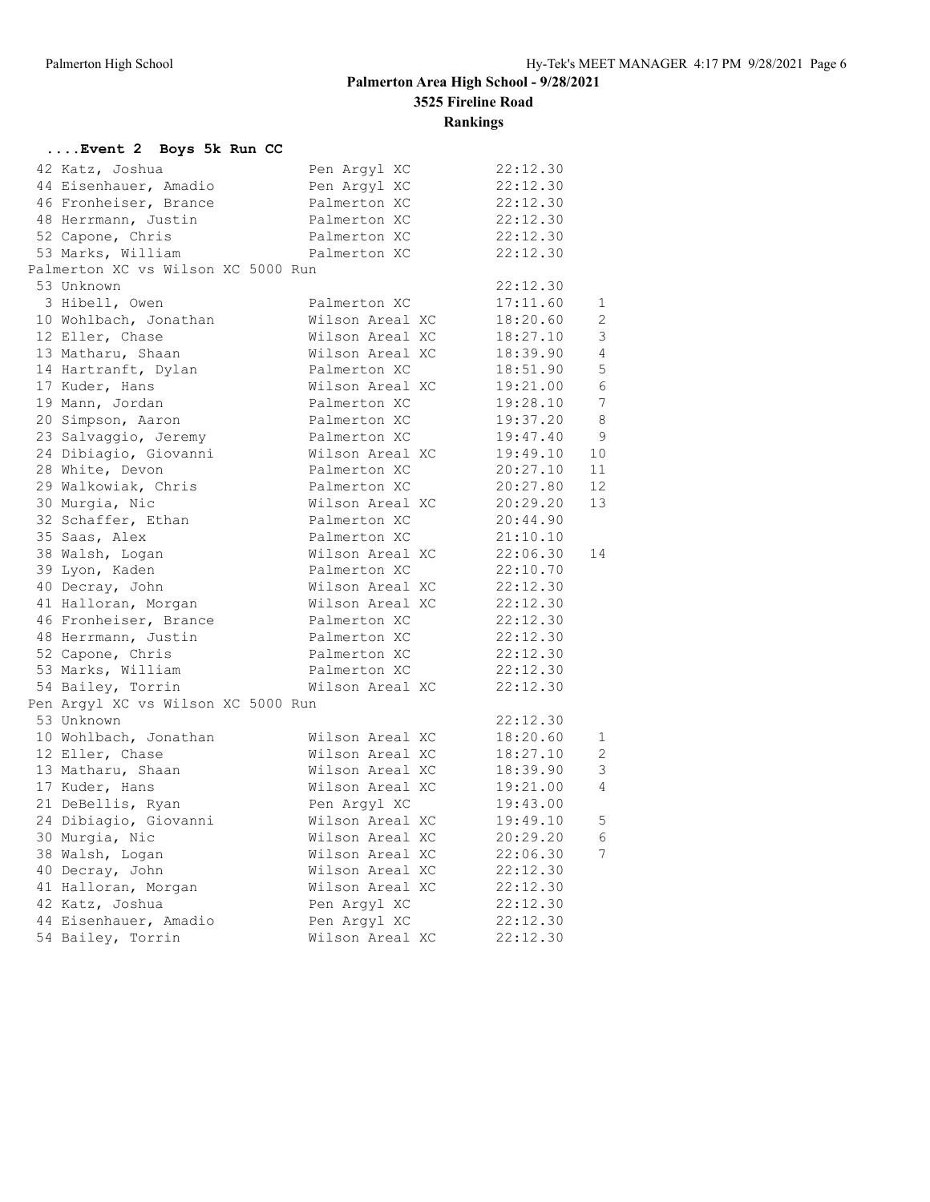**Palmerton Area High School - 9/28/2021**

**3525 Fireline Road**

**Rankings**

**....Event 2 Boys 5k Run CC**

| | | | |
|---|---|---|---|
| 42 Katz, Joshua | Pen Argyl XC | 22:12.30 | |
| 44 Eisenhauer, Amadio | Pen Argyl XC | 22:12.30 | |
| 46 Fronheiser, Brance | Palmerton XC | 22:12.30 | |
| 48 Herrmann, Justin | Palmerton XC | 22:12.30 | |
| 52 Capone, Chris | Palmerton XC | 22:12.30 | |
| 53 Marks, William | Palmerton XC | 22:12.30 | |

Palmerton XC vs Wilson XC 5000 Run

| | | | |
|---|---|---|---|
| 53 Unknown | | 22:12.30 | |
| 3 Hibell, Owen | Palmerton XC | 17:11.60 | 1 |
| 10 Wohlbach, Jonathan | Wilson Areal XC | 18:20.60 | 2 |
| 12 Eller, Chase | Wilson Areal XC | 18:27.10 | 3 |
| 13 Matharu, Shaan | Wilson Areal XC | 18:39.90 | 4 |
| 14 Hartranft, Dylan | Palmerton XC | 18:51.90 | 5 |
| 17 Kuder, Hans | Wilson Areal XC | 19:21.00 | 6 |
| 19 Mann, Jordan | Palmerton XC | 19:28.10 | 7 |
| 20 Simpson, Aaron | Palmerton XC | 19:37.20 | 8 |
| 23 Salvaggio, Jeremy | Palmerton XC | 19:47.40 | 9 |
| 24 Dibiagio, Giovanni | Wilson Areal XC | 19:49.10 | 10 |
| 28 White, Devon | Palmerton XC | 20:27.10 | 11 |
| 29 Walkowiak, Chris | Palmerton XC | 20:27.80 | 12 |
| 30 Murgia, Nic | Wilson Areal XC | 20:29.20 | 13 |
| 32 Schaffer, Ethan | Palmerton XC | 20:44.90 | |
| 35 Saas, Alex | Palmerton XC | 21:10.10 | |
| 38 Walsh, Logan | Wilson Areal XC | 22:06.30 | 14 |
| 39 Lyon, Kaden | Palmerton XC | 22:10.70 | |
| 40 Decray, John | Wilson Areal XC | 22:12.30 | |
| 41 Halloran, Morgan | Wilson Areal XC | 22:12.30 | |
| 46 Fronheiser, Brance | Palmerton XC | 22:12.30 | |
| 48 Herrmann, Justin | Palmerton XC | 22:12.30 | |
| 52 Capone, Chris | Palmerton XC | 22:12.30 | |
| 53 Marks, William | Palmerton XC | 22:12.30 | |
| 54 Bailey, Torrin | Wilson Areal XC | 22:12.30 | |

Pen Argyl XC vs Wilson XC 5000 Run

| | | | |
|---|---|---|---|
| 53 Unknown | | 22:12.30 | |
| 10 Wohlbach, Jonathan | Wilson Areal XC | 18:20.60 | 1 |
| 12 Eller, Chase | Wilson Areal XC | 18:27.10 | 2 |
| 13 Matharu, Shaan | Wilson Areal XC | 18:39.90 | 3 |
| 17 Kuder, Hans | Wilson Areal XC | 19:21.00 | 4 |
| 21 DeBellis, Ryan | Pen Argyl XC | 19:43.00 | |
| 24 Dibiagio, Giovanni | Wilson Areal XC | 19:49.10 | 5 |
| 30 Murgia, Nic | Wilson Areal XC | 20:29.20 | 6 |
| 38 Walsh, Logan | Wilson Areal XC | 22:06.30 | 7 |
| 40 Decray, John | Wilson Areal XC | 22:12.30 | |
| 41 Halloran, Morgan | Wilson Areal XC | 22:12.30 | |
| 42 Katz, Joshua | Pen Argyl XC | 22:12.30 | |
| 44 Eisenhauer, Amadio | Pen Argyl XC | 22:12.30 | |
| 54 Bailey, Torrin | Wilson Areal XC | 22:12.30 | |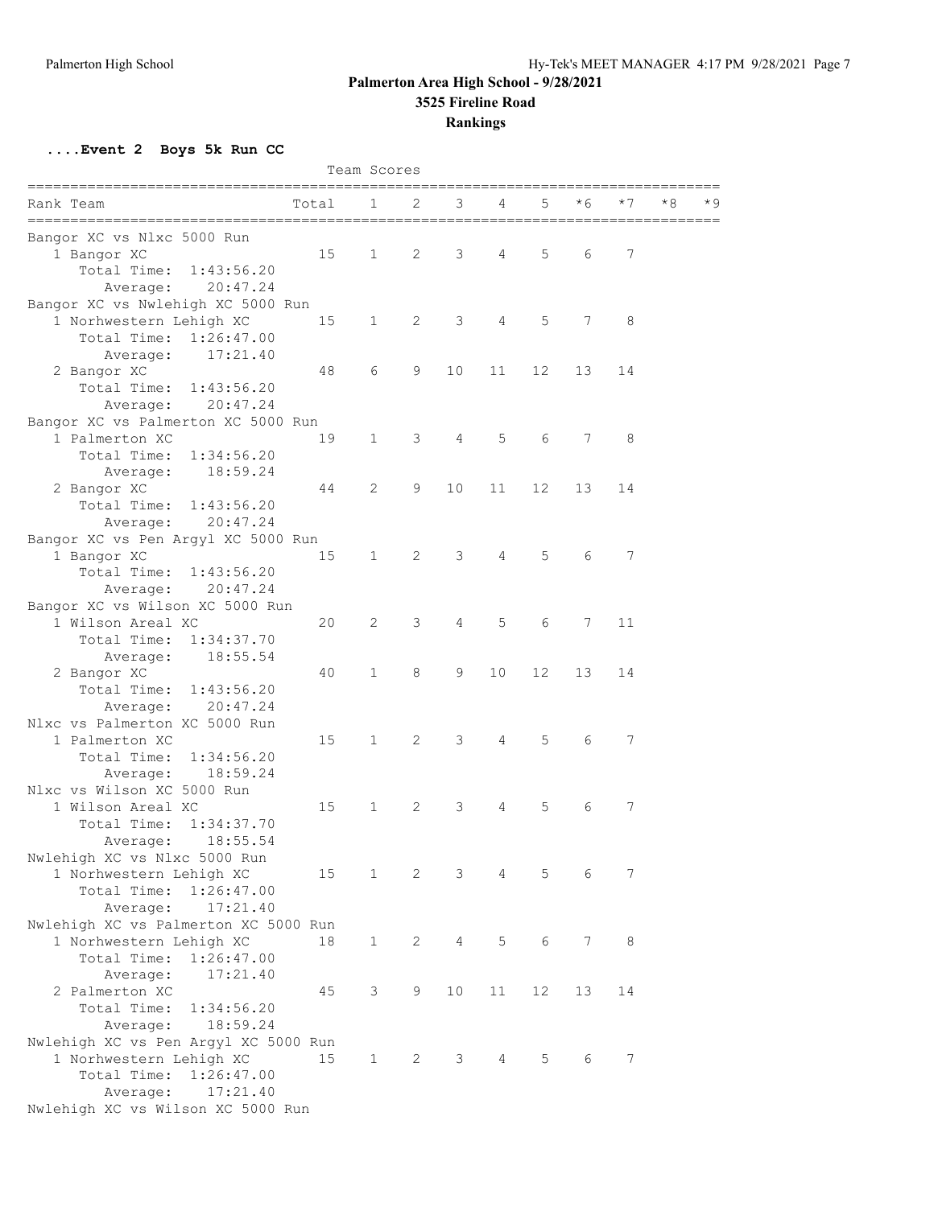## Palmerton Area High School - 9/28/2021

### 3525 Fireline Road

### Rankings

**....Event 2 Boys 5k Run CC**

Team Scores

| Rank Team | Total | 1 | 2 | 3 | 4 | 5 | *6 | *7 | *8 | *9 |
|---|---|---|---|---|---|---|---|---|---|---|
| **Bangor XC vs Nlxc 5000 Run** | | | | | | | | | | |
| 1 Bangor XC | 15 | 1 | 2 | 3 | 4 | 5 | 6 | 7 | | |
| Total Time: 1:43:56.20 | | | | | | | | | | |
| Average: 20:47.24 | | | | | | | | | | |
| **Bangor XC vs Nwlehigh XC 5000 Run** | | | | | | | | | | |
| 1 Norhwestern Lehigh XC | 15 | 1 | 2 | 3 | 4 | 5 | 7 | 8 | | |
| Total Time: 1:26:47.00 | | | | | | | | | | |
| Average: 17:21.40 | | | | | | | | | | |
| 2 Bangor XC | 48 | 6 | 9 | 10 | 11 | 12 | 13 | 14 | | |
| Total Time: 1:43:56.20 | | | | | | | | | | |
| Average: 20:47.24 | | | | | | | | | | |
| **Bangor XC vs Palmerton XC 5000 Run** | | | | | | | | | | |
| 1 Palmerton XC | 19 | 1 | 3 | 4 | 5 | 6 | 7 | 8 | | |
| Total Time: 1:34:56.20 | | | | | | | | | | |
| Average: 18:59.24 | | | | | | | | | | |
| 2 Bangor XC | 44 | 2 | 9 | 10 | 11 | 12 | 13 | 14 | | |
| Total Time: 1:43:56.20 | | | | | | | | | | |
| Average: 20:47.24 | | | | | | | | | | |
| **Bangor XC vs Pen Argyl XC 5000 Run** | | | | | | | | | | |
| 1 Bangor XC | 15 | 1 | 2 | 3 | 4 | 5 | 6 | 7 | | |
| Total Time: 1:43:56.20 | | | | | | | | | | |
| Average: 20:47.24 | | | | | | | | | | |
| **Bangor XC vs Wilson XC 5000 Run** | | | | | | | | | | |
| 1 Wilson Areal XC | 20 | 2 | 3 | 4 | 5 | 6 | 7 | 11 | | |
| Total Time: 1:34:37.70 | | | | | | | | | | |
| Average: 18:55.54 | | | | | | | | | | |
| 2 Bangor XC | 40 | 1 | 8 | 9 | 10 | 12 | 13 | 14 | | |
| Total Time: 1:43:56.20 | | | | | | | | | | |
| Average: 20:47.24 | | | | | | | | | | |
| **Nlxc vs Palmerton XC 5000 Run** | | | | | | | | | | |
| 1 Palmerton XC | 15 | 1 | 2 | 3 | 4 | 5 | 6 | 7 | | |
| Total Time: 1:34:56.20 | | | | | | | | | | |
| Average: 18:59.24 | | | | | | | | | | |
| **Nlxc vs Wilson XC 5000 Run** | | | | | | | | | | |
| 1 Wilson Areal XC | 15 | 1 | 2 | 3 | 4 | 5 | 6 | 7 | | |
| Total Time: 1:34:37.70 | | | | | | | | | | |
| Average: 18:55.54 | | | | | | | | | | |
| **Nwlehigh XC vs Nlxc 5000 Run** | | | | | | | | | | |
| 1 Norhwestern Lehigh XC | 15 | 1 | 2 | 3 | 4 | 5 | 6 | 7 | | |
| Total Time: 1:26:47.00 | | | | | | | | | | |
| Average: 17:21.40 | | | | | | | | | | |
| **Nwlehigh XC vs Palmerton XC 5000 Run** | | | | | | | | | | |
| 1 Norhwestern Lehigh XC | 18 | 1 | 2 | 4 | 5 | 6 | 7 | 8 | | |
| Total Time: 1:26:47.00 | | | | | | | | | | |
| Average: 17:21.40 | | | | | | | | | | |
| 2 Palmerton XC | 45 | 3 | 9 | 10 | 11 | 12 | 13 | 14 | | |
| Total Time: 1:34:56.20 | | | | | | | | | | |
| Average: 18:59.24 | | | | | | | | | | |
| **Nwlehigh XC vs Pen Argyl XC 5000 Run** | | | | | | | | | | |
| 1 Norhwestern Lehigh XC | 15 | 1 | 2 | 3 | 4 | 5 | 6 | 7 | | |
| Total Time: 1:26:47.00 | | | | | | | | | | |
| Average: 17:21.40 | | | | | | | | | | |
| **Nwlehigh XC vs Wilson XC 5000 Run** | | | | | | | | | | |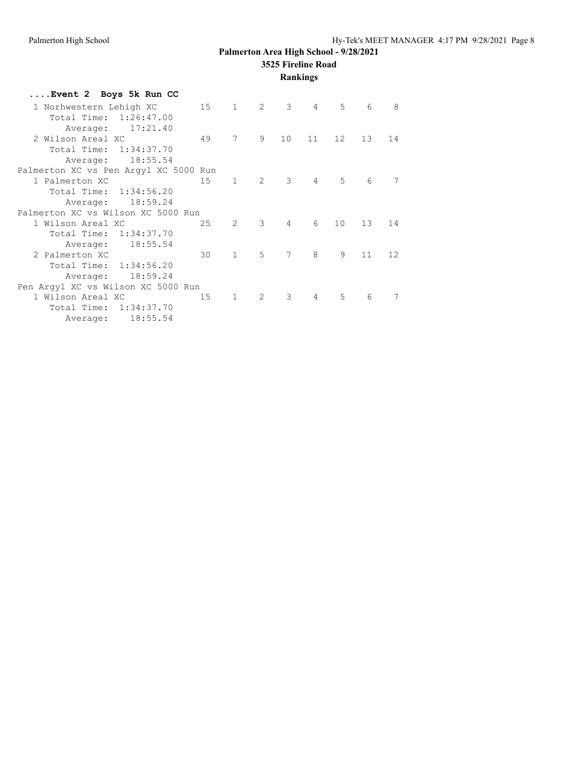# Palmerton Area High School - 9/28/2021

## 3525 Fireline Road

## Rankings

**....Event 2 Boys 5k Run CC**

| | | | | | | | | |
|---|---|---|---|---|---|---|---|---|
| 1 Norhwestern Lehigh XC | 15 | 1 | 2 | 3 | 4 | 5 | 6 | 8 |
| Total Time: 1:26:47.00 | | | | | | | | |
| Average: 17:21.40 | | | | | | | | |
| 2 Wilson Areal XC | 49 | 7 | 9 | 10 | 11 | 12 | 13 | 14 |
| Total Time: 1:34:37.70 | | | | | | | | |
| Average: 18:55.54 | | | | | | | | |

Palmerton XC vs Pen Argyl XC 5000 Run

| | | | | | | | | |
|---|---|---|---|---|---|---|---|---|
| 1 Palmerton XC | 15 | 1 | 2 | 3 | 4 | 5 | 6 | 7 |
| Total Time: 1:34:56.20 | | | | | | | | |
| Average: 18:59.24 | | | | | | | | |

Palmerton XC vs Wilson XC 5000 Run

| | | | | | | | | |
|---|---|---|---|---|---|---|---|---|
| 1 Wilson Areal XC | 25 | 2 | 3 | 4 | 6 | 10 | 13 | 14 |
| Total Time: 1:34:37.70 | | | | | | | | |
| Average: 18:55.54 | | | | | | | | |
| 2 Palmerton XC | 30 | 1 | 5 | 7 | 8 | 9 | 11 | 12 |
| Total Time: 1:34:56.20 | | | | | | | | |
| Average: 18:59.24 | | | | | | | | |

Pen Argyl XC vs Wilson XC 5000 Run

| | | | | | | | | |
|---|---|---|---|---|---|---|---|---|
| 1 Wilson Areal XC | 15 | 1 | 2 | 3 | 4 | 5 | 6 | 7 |
| Total Time: 1:34:37.70 | | | | | | | | |
| Average: 18:55.54 | | | | | | | | |